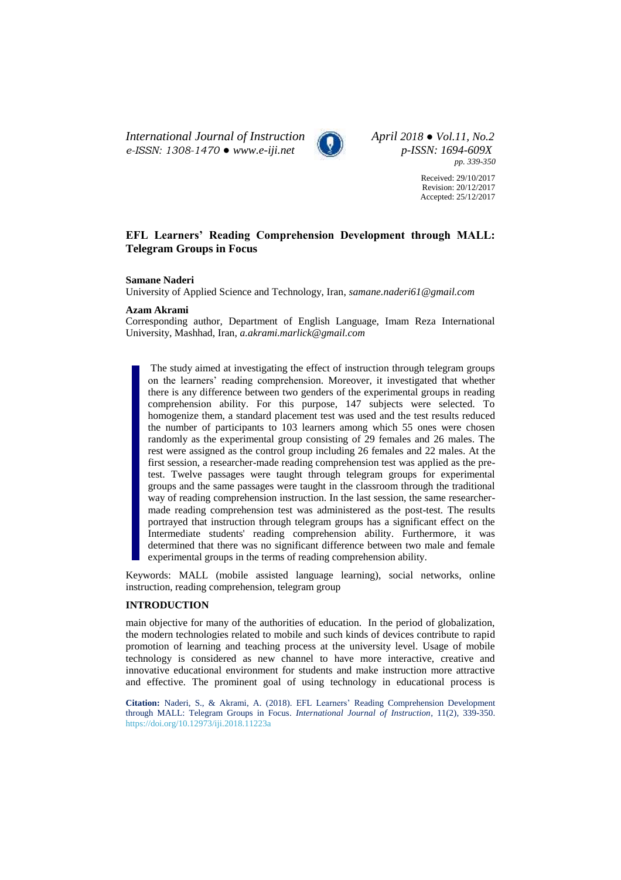# EFL Learners' Reading Comprehension Development through MALL: Telegram Groups in Focus

**Samane Naderi**

University of Applied Science and Technology, Iran, *samane.naderi61@gmail.com*

**Azam Akrami**

Corresponding author, Department of English Language, Imam Reza International University, Mashhad, Iran, *a.akrami.marlick@gmail.com*

> The study aimed at investigating the effect of instruction through telegram groups on the learners' reading comprehension. Moreover, it investigated that whether there is any difference between two genders of the experimental groups in reading comprehension ability. For this purpose, 147 subjects were selected. To homogenize them, a standard placement test was used and the test results reduced the number of participants to 103 learners among which 55 ones were chosen randomly as the experimental group consisting of 29 females and 26 males. The rest were assigned as the control group including 26 females and 22 males. At the first session, a researcher-made reading comprehension test was applied as the pre-test. Twelve passages were taught through telegram groups for experimental groups and the same passages were taught in the classroom through the traditional way of reading comprehension instruction. In the last session, the same researcher-made reading comprehension test was administered as the post-test. The results portrayed that instruction through telegram groups has a significant effect on the Intermediate students' reading comprehension ability. Furthermore, it was determined that there was no significant difference between two male and female experimental groups in the terms of reading comprehension ability.

Keywords: MALL (mobile assisted language learning), social networks, online instruction, reading comprehension, telegram group

## INTRODUCTION

main objective for many of the authorities of education. In the period of globalization, the modern technologies related to mobile and such kinds of devices contribute to rapid promotion of learning and teaching process at the university level. Usage of mobile technology is considered as new channel to have more interactive, creative and innovative educational environment for students and make instruction more attractive and effective. The prominent goal of using technology in educational process is

**Citation:** Naderi, S., & Akrami, A. (2018). EFL Learners' Reading Comprehension Development through MALL: Telegram Groups in Focus. *International Journal of Instruction*, 11(2), 339-350. https://doi.org/10.12973/iji.2018.11223a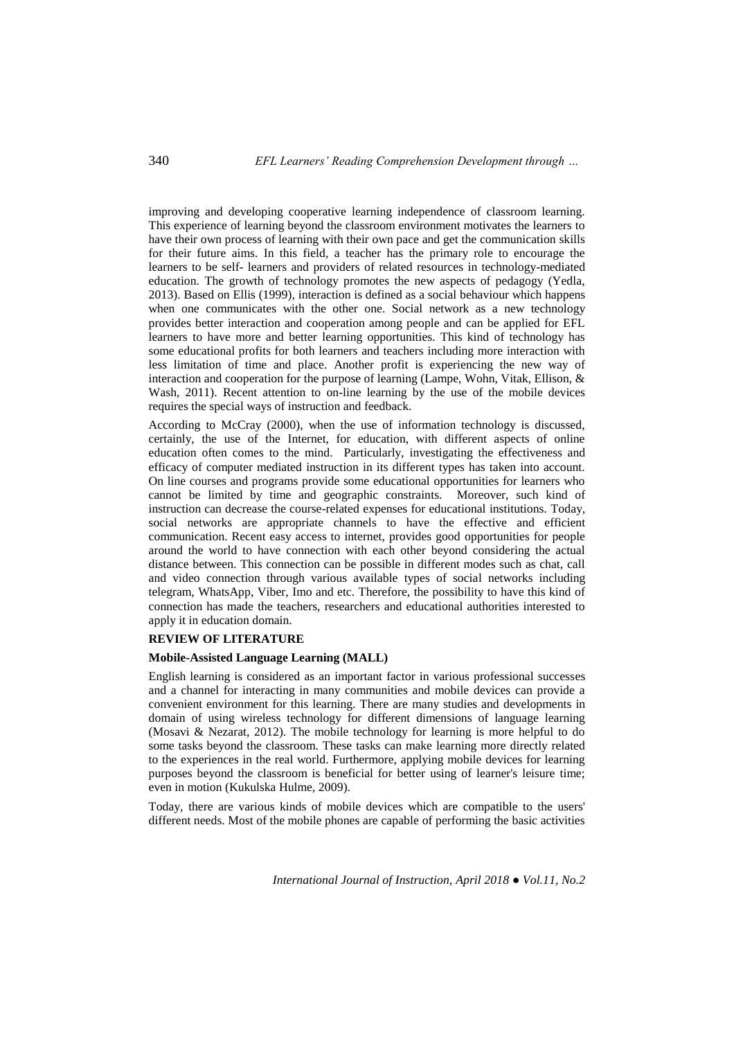improving and developing cooperative learning independence of classroom learning. This experience of learning beyond the classroom environment motivates the learners to have their own process of learning with their own pace and get the communication skills for their future aims. In this field, a teacher has the primary role to encourage the learners to be self- learners and providers of related resources in technology-mediated education. The growth of technology promotes the new aspects of pedagogy (Yedla, 2013). Based on Ellis (1999), interaction is defined as a social behaviour which happens when one communicates with the other one. Social network as a new technology provides better interaction and cooperation among people and can be applied for EFL learners to have more and better learning opportunities. This kind of technology has some educational profits for both learners and teachers including more interaction with less limitation of time and place. Another profit is experiencing the new way of interaction and cooperation for the purpose of learning (Lampe, Wohn, Vitak, Ellison, & Wash, 2011). Recent attention to on-line learning by the use of the mobile devices requires the special ways of instruction and feedback.

According to McCray (2000), when the use of information technology is discussed, certainly, the use of the Internet, for education, with different aspects of online education often comes to the mind. Particularly, investigating the effectiveness and efficacy of computer mediated instruction in its different types has taken into account. On line courses and programs provide some educational opportunities for learners who cannot be limited by time and geographic constraints. Moreover, such kind of instruction can decrease the course-related expenses for educational institutions. Today, social networks are appropriate channels to have the effective and efficient communication. Recent easy access to internet, provides good opportunities for people around the world to have connection with each other beyond considering the actual distance between. This connection can be possible in different modes such as chat, call and video connection through various available types of social networks including telegram, WhatsApp, Viber, Imo and etc. Therefore, the possibility to have this kind of connection has made the teachers, researchers and educational authorities interested to apply it in education domain.

## REVIEW OF LITERATURE

### Mobile-Assisted Language Learning (MALL)

English learning is considered as an important factor in various professional successes and a channel for interacting in many communities and mobile devices can provide a convenient environment for this learning. There are many studies and developments in domain of using wireless technology for different dimensions of language learning (Mosavi & Nezarat, 2012). The mobile technology for learning is more helpful to do some tasks beyond the classroom. These tasks can make learning more directly related to the experiences in the real world. Furthermore, applying mobile devices for learning purposes beyond the classroom is beneficial for better using of learner's leisure time; even in motion (Kukulska Hulme, 2009).

Today, there are various kinds of mobile devices which are compatible to the users' different needs. Most of the mobile phones are capable of performing the basic activities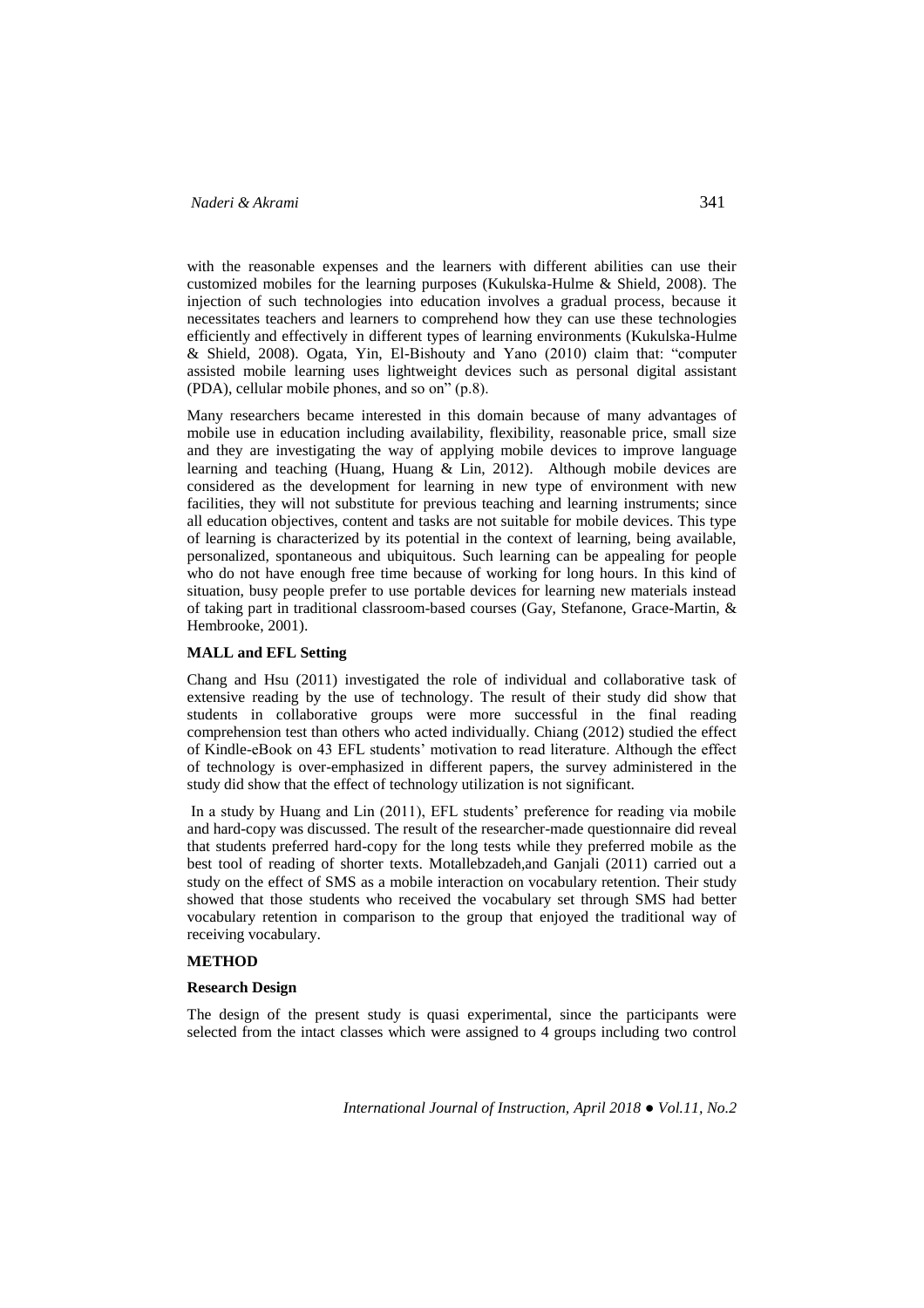with the reasonable expenses and the learners with different abilities can use their customized mobiles for the learning purposes (Kukulska-Hulme & Shield, 2008). The injection of such technologies into education involves a gradual process, because it necessitates teachers and learners to comprehend how they can use these technologies efficiently and effectively in different types of learning environments (Kukulska-Hulme & Shield, 2008). Ogata, Yin, El-Bishouty and Yano (2010) claim that: "computer assisted mobile learning uses lightweight devices such as personal digital assistant (PDA), cellular mobile phones, and so on" (p.8).

Many researchers became interested in this domain because of many advantages of mobile use in education including availability, flexibility, reasonable price, small size and they are investigating the way of applying mobile devices to improve language learning and teaching (Huang, Huang & Lin, 2012). Although mobile devices are considered as the development for learning in new type of environment with new facilities, they will not substitute for previous teaching and learning instruments; since all education objectives, content and tasks are not suitable for mobile devices. This type of learning is characterized by its potential in the context of learning, being available, personalized, spontaneous and ubiquitous. Such learning can be appealing for people who do not have enough free time because of working for long hours. In this kind of situation, busy people prefer to use portable devices for learning new materials instead of taking part in traditional classroom-based courses (Gay, Stefanone, Grace-Martin, & Hembrooke, 2001).

### MALL and EFL Setting

Chang and Hsu (2011) investigated the role of individual and collaborative task of extensive reading by the use of technology. The result of their study did show that students in collaborative groups were more successful in the final reading comprehension test than others who acted individually. Chiang (2012) studied the effect of Kindle-eBook on 43 EFL students' motivation to read literature. Although the effect of technology is over-emphasized in different papers, the survey administered in the study did show that the effect of technology utilization is not significant.

In a study by Huang and Lin (2011), EFL students' preference for reading via mobile and hard-copy was discussed. The result of the researcher-made questionnaire did reveal that students preferred hard-copy for the long tests while they preferred mobile as the best tool of reading of shorter texts. Motallebzadeh,and Ganjali (2011) carried out a study on the effect of SMS as a mobile interaction on vocabulary retention. Their study showed that those students who received the vocabulary set through SMS had better vocabulary retention in comparison to the group that enjoyed the traditional way of receiving vocabulary.

## METHOD

### Research Design

The design of the present study is quasi experimental, since the participants were selected from the intact classes which were assigned to 4 groups including two control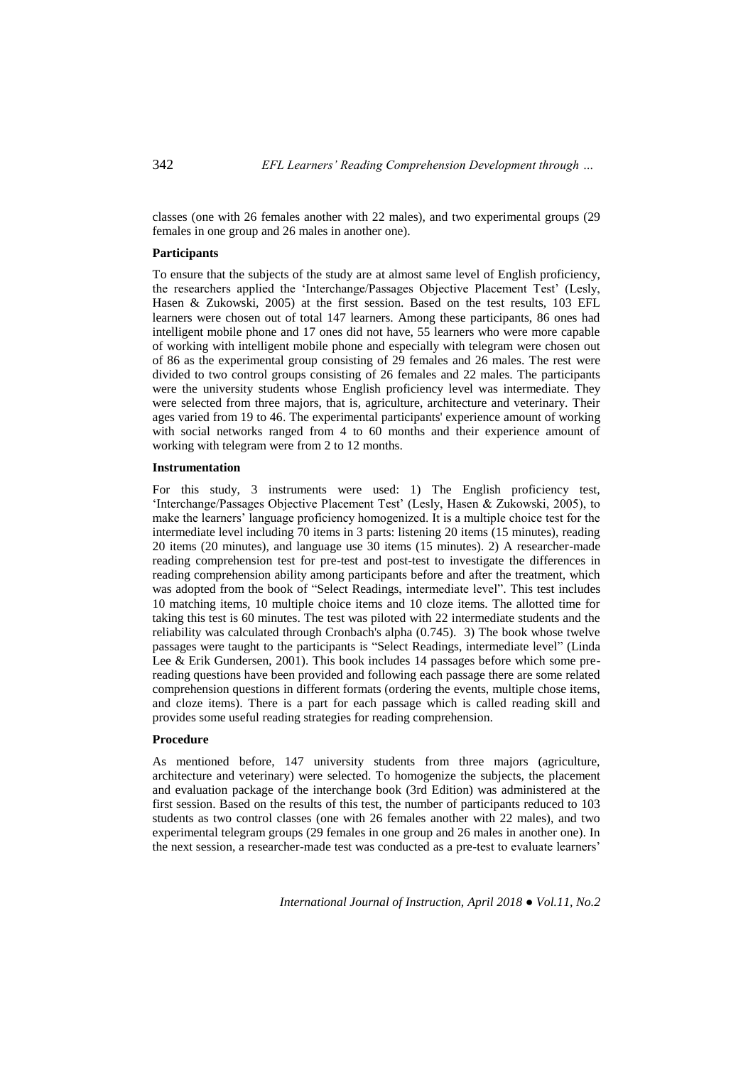classes (one with 26 females another with 22 males), and two experimental groups (29 females in one group and 26 males in another one).

### Participants

To ensure that the subjects of the study are at almost same level of English proficiency, the researchers applied the 'Interchange/Passages Objective Placement Test' (Lesly, Hasen & Zukowski, 2005) at the first session. Based on the test results, 103 EFL learners were chosen out of total 147 learners. Among these participants, 86 ones had intelligent mobile phone and 17 ones did not have, 55 learners who were more capable of working with intelligent mobile phone and especially with telegram were chosen out of 86 as the experimental group consisting of 29 females and 26 males. The rest were divided to two control groups consisting of 26 females and 22 males. The participants were the university students whose English proficiency level was intermediate. They were selected from three majors, that is, agriculture, architecture and veterinary. Their ages varied from 19 to 46. The experimental participants' experience amount of working with social networks ranged from 4 to 60 months and their experience amount of working with telegram were from 2 to 12 months.

### Instrumentation

For this study, 3 instruments were used: 1) The English proficiency test, 'Interchange/Passages Objective Placement Test' (Lesly, Hasen & Zukowski, 2005), to make the learners' language proficiency homogenized. It is a multiple choice test for the intermediate level including 70 items in 3 parts: listening 20 items (15 minutes), reading 20 items (20 minutes), and language use 30 items (15 minutes). 2) A researcher-made reading comprehension test for pre-test and post-test to investigate the differences in reading comprehension ability among participants before and after the treatment, which was adopted from the book of "Select Readings, intermediate level". This test includes 10 matching items, 10 multiple choice items and 10 cloze items. The allotted time for taking this test is 60 minutes. The test was piloted with 22 intermediate students and the reliability was calculated through Cronbach's alpha (0.745). 3) The book whose twelve passages were taught to the participants is "Select Readings, intermediate level" (Linda Lee & Erik Gundersen, 2001). This book includes 14 passages before which some pre-reading questions have been provided and following each passage there are some related comprehension questions in different formats (ordering the events, multiple chose items, and cloze items). There is a part for each passage which is called reading skill and provides some useful reading strategies for reading comprehension.

### Procedure

As mentioned before, 147 university students from three majors (agriculture, architecture and veterinary) were selected. To homogenize the subjects, the placement and evaluation package of the interchange book (3rd Edition) was administered at the first session. Based on the results of this test, the number of participants reduced to 103 students as two control classes (one with 26 females another with 22 males), and two experimental telegram groups (29 females in one group and 26 males in another one). In the next session, a researcher-made test was conducted as a pre-test to evaluate learners'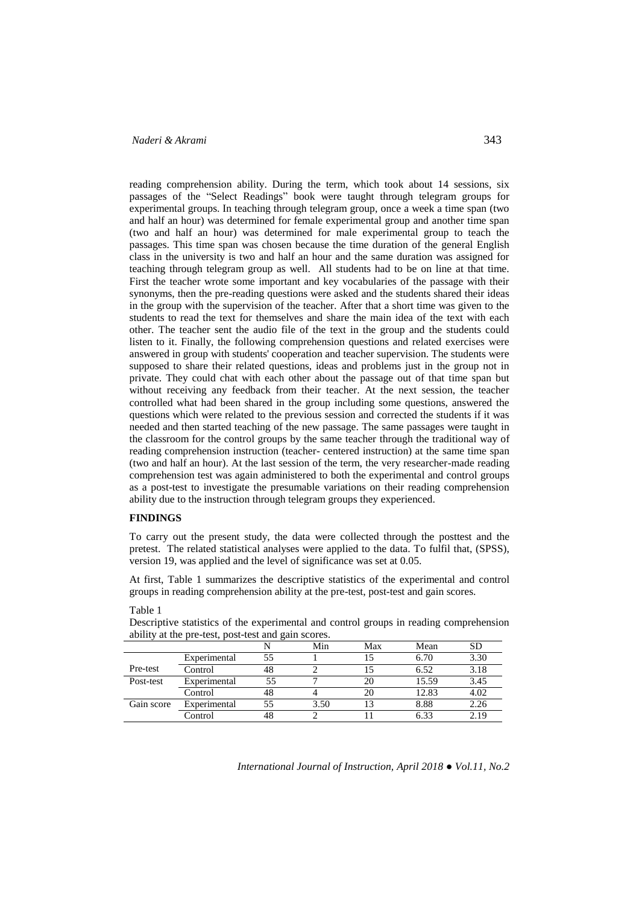reading comprehension ability. During the term, which took about 14 sessions, six passages of the "Select Readings" book were taught through telegram groups for experimental groups. In teaching through telegram group, once a week a time span (two and half an hour) was determined for female experimental group and another time span (two and half an hour) was determined for male experimental group to teach the passages. This time span was chosen because the time duration of the general English class in the university is two and half an hour and the same duration was assigned for teaching through telegram group as well. All students had to be on line at that time. First the teacher wrote some important and key vocabularies of the passage with their synonyms, then the pre-reading questions were asked and the students shared their ideas in the group with the supervision of the teacher. After that a short time was given to the students to read the text for themselves and share the main idea of the text with each other. The teacher sent the audio file of the text in the group and the students could listen to it. Finally, the following comprehension questions and related exercises were answered in group with students' cooperation and teacher supervision. The students were supposed to share their related questions, ideas and problems just in the group not in private. They could chat with each other about the passage out of that time span but without receiving any feedback from their teacher. At the next session, the teacher controlled what had been shared in the group including some questions, answered the questions which were related to the previous session and corrected the students if it was needed and then started teaching of the new passage. The same passages were taught in the classroom for the control groups by the same teacher through the traditional way of reading comprehension instruction (teacher- centered instruction) at the same time span (two and half an hour). At the last session of the term, the very researcher-made reading comprehension test was again administered to both the experimental and control groups as a post-test to investigate the presumable variations on their reading comprehension ability due to the instruction through telegram groups they experienced.

## FINDINGS

To carry out the present study, the data were collected through the posttest and the pretest. The related statistical analyses were applied to the data. To fulfil that, (SPSS), version 19, was applied and the level of significance was set at 0.05.

At first, Table 1 summarizes the descriptive statistics of the experimental and control groups in reading comprehension ability at the pre-test, post-test and gain scores.

Table 1
Descriptive statistics of the experimental and control groups in reading comprehension ability at the pre-test, post-test and gain scores.

| | | N | Min | Max | Mean | SD |
|---|---|---|---|---|---|---|
| Pre-test | Experimental | 55 | 1 | 15 | 6.70 | 3.30 |
| | Control | 48 | 2 | 15 | 6.52 | 3.18 |
| Post-test | Experimental | 55 | 7 | 20 | 15.59 | 3.45 |
| | Control | 48 | 4 | 20 | 12.83 | 4.02 |
| Gain score | Experimental | 55 | 3.50 | 13 | 8.88 | 2.26 |
| | Control | 48 | 2 | 11 | 6.33 | 2.19 |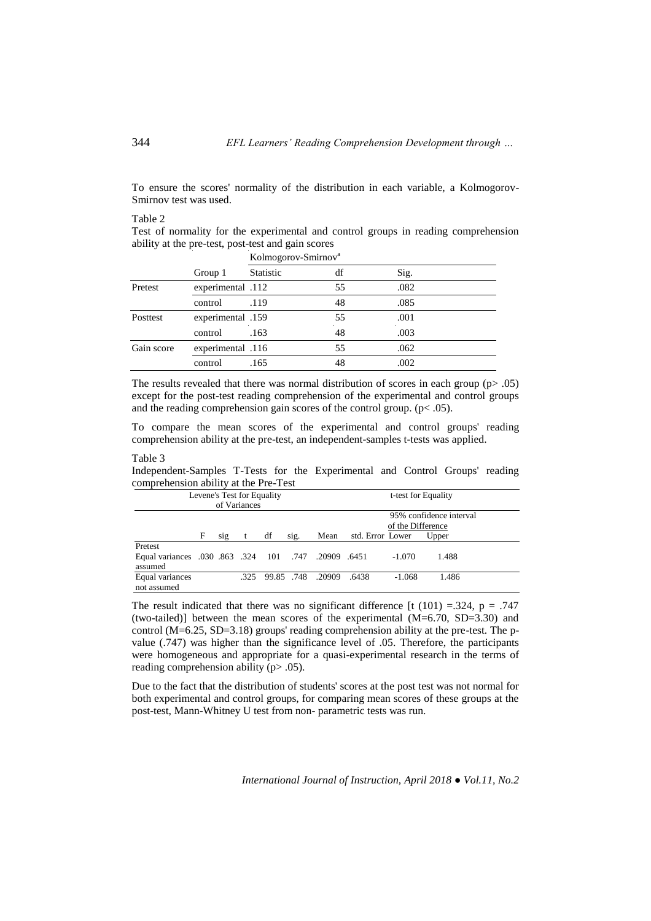To ensure the scores' normality of the distribution in each variable, a Kolmogorov-Smirnov test was used.

Table 2

Test of normality for the experimental and control groups in reading comprehension ability at the pre-test, post-test and gain scores

| | | Kolmogorov-Smirnov[a] | | |
|---|---|---|---|---|
| | Group 1 | Statistic | df | Sig. |
| Pretest | experimental | .112 | 55 | .082 |
| | control | .119 | 48 | .085 |
| Posttest | experimental | .159 | 55 | .001 |
| | control | .163 | 48 | .003 |
| Gain score | experimental | .116 | 55 | .062 |
| | control | .165 | 48 | .002 |

The results revealed that there was normal distribution of scores in each group ($p > .05$) except for the post-test reading comprehension of the experimental and control groups and the reading comprehension gain scores of the control group. ($p < .05$).

To compare the mean scores of the experimental and control groups' reading comprehension ability at the pre-test, an independent-samples t-tests was applied.

Table 3

Independent-Samples T-Tests for the Experimental and Control Groups' reading comprehension ability at the Pre-Test

| | Levene's Test for Equality of Variances | | t-test for Equality | | | | | | |
|---|---|---|---|---|---|---|---|---|---|
| | | | | | | | | 95% confidence interval of the Difference | |
| | F | sig | t | df | sig. | Mean | std. Error | Lower | Upper |
| Pretest | | | | | | | | | |
| Equal variances assumed | .030 | .863 | .324 | 101 | .747 | .20909 | .6451 | -1.070 | 1.488 |
| Equal variances not assumed | | | .325 | 99.85 | .748 | .20909 | .6438 | -1.068 | 1.486 |

The result indicated that there was no significant difference [$t(101) = .324$, $p = .747$ (two-tailed)] between the mean scores of the experimental ($M=6.70$, $SD=3.30$) and control ($M=6.25$, $SD=3.18$) groups' reading comprehension ability at the pre-test. The p-value (.747) was higher than the significance level of .05. Therefore, the participants were homogeneous and appropriate for a quasi-experimental research in the terms of reading comprehension ability ($p > .05$).

Due to the fact that the distribution of students' scores at the post test was not normal for both experimental and control groups, for comparing mean scores of these groups at the post-test, Mann-Whitney U test from non- parametric tests was run.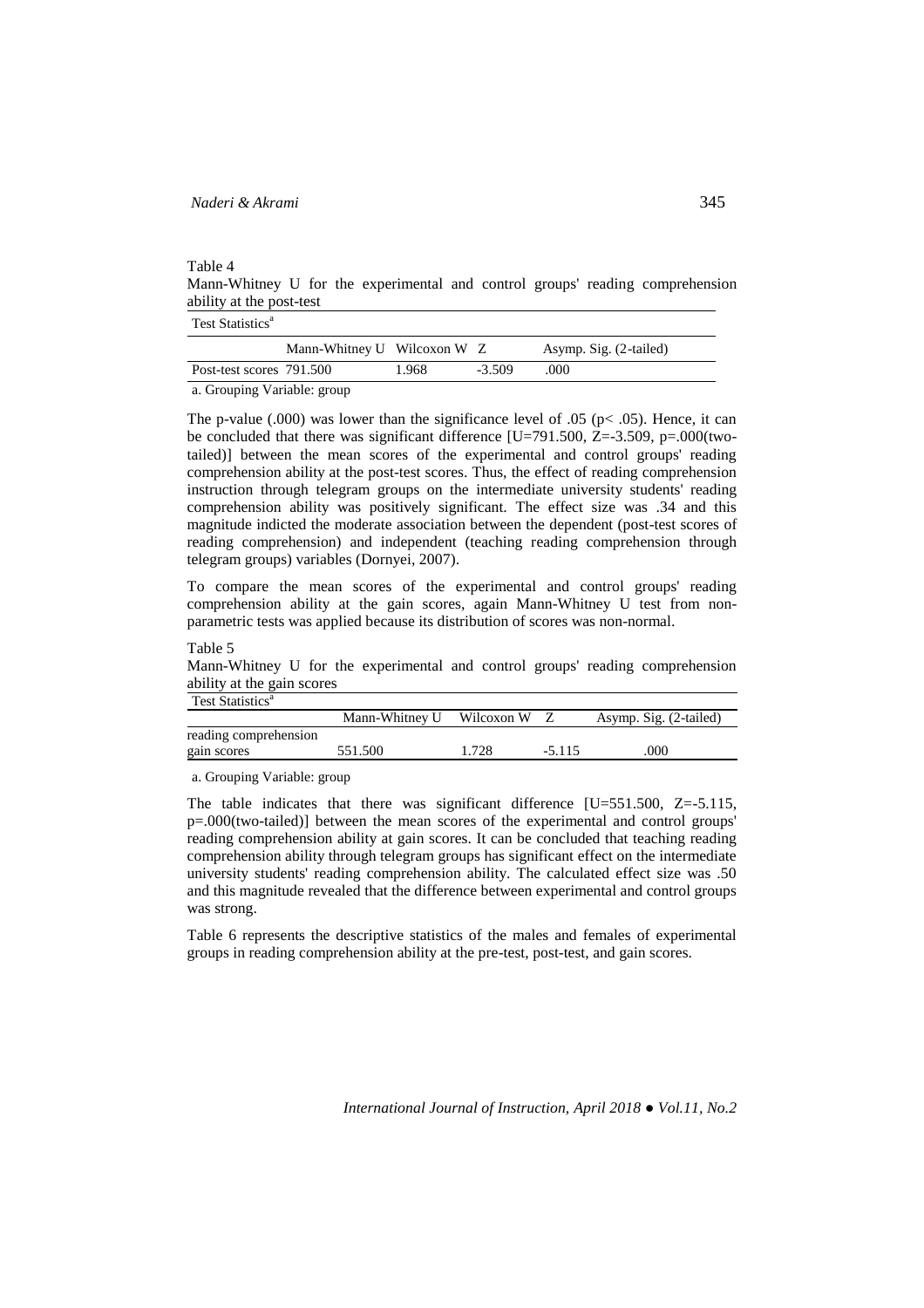Table 4

Mann-Whitney U for the experimental and control groups' reading comprehension ability at the post-test

| Test Statistics[a] | | | | |
|---|---|---|---|---|
| | Mann-Whitney U | Wilcoxon W | Z | Asymp. Sig. (2-tailed) |
| Post-test scores | 791.500 | 1.968 | -3.509 | .000 |

a. Grouping Variable: group

The p-value (.000) was lower than the significance level of .05 (p< .05). Hence, it can be concluded that there was significant difference [U=791.500, Z=-3.509, p=.000(two-tailed)] between the mean scores of the experimental and control groups' reading comprehension ability at the post-test scores. Thus, the effect of reading comprehension instruction through telegram groups on the intermediate university students' reading comprehension ability was positively significant. The effect size was .34 and this magnitude indicted the moderate association between the dependent (post-test scores of reading comprehension) and independent (teaching reading comprehension through telegram groups) variables (Dornyei, 2007).

To compare the mean scores of the experimental and control groups' reading comprehension ability at the gain scores, again Mann-Whitney U test from non-parametric tests was applied because its distribution of scores was non-normal.

Table 5

Mann-Whitney U for the experimental and control groups' reading comprehension ability at the gain scores

| Test Statistics[a] | | | | |
|---|---|---|---|---|
| | Mann-Whitney U | Wilcoxon W | Z | Asymp. Sig. (2-tailed) |
| reading comprehension gain scores | 551.500 | 1.728 | -5.115 | .000 |

a. Grouping Variable: group

The table indicates that there was significant difference [U=551.500, Z=-5.115, p=.000(two-tailed)] between the mean scores of the experimental and control groups' reading comprehension ability at gain scores. It can be concluded that teaching reading comprehension ability through telegram groups has significant effect on the intermediate university students' reading comprehension ability. The calculated effect size was .50 and this magnitude revealed that the difference between experimental and control groups was strong.

Table 6 represents the descriptive statistics of the males and females of experimental groups in reading comprehension ability at the pre-test, post-test, and gain scores.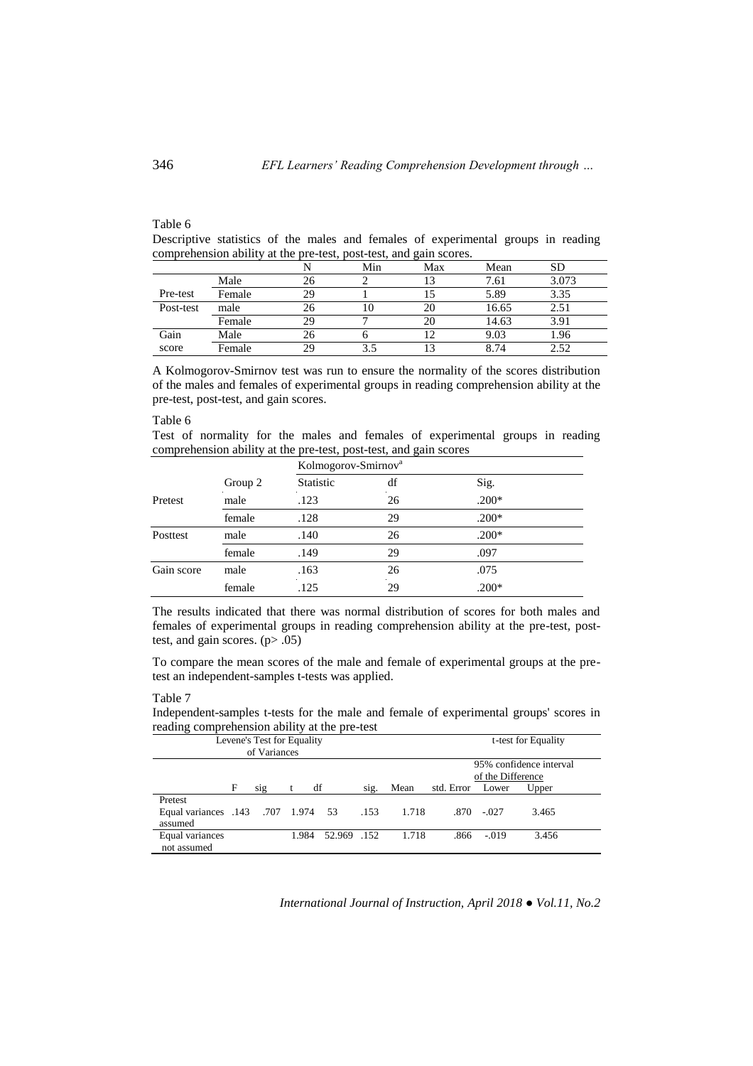Table 6

Descriptive statistics of the males and females of experimental groups in reading comprehension ability at the pre-test, post-test, and gain scores.

| | | N | Min | Max | Mean | SD |
|---|---|---|---|---|---|---|
| Pre-test | Male | 26 | 2 | 13 | 7.61 | 3.073 |
| | Female | 29 | 1 | 15 | 5.89 | 3.35 |
| Post-test | male | 26 | 10 | 20 | 16.65 | 2.51 |
| | Female | 29 | 7 | 20 | 14.63 | 3.91 |
| Gain score | Male | 26 | 6 | 12 | 9.03 | 1.96 |
| | Female | 29 | 3.5 | 13 | 8.74 | 2.52 |

A Kolmogorov-Smirnov test was run to ensure the normality of the scores distribution of the males and females of experimental groups in reading comprehension ability at the pre-test, post-test, and gain scores.

Table 6

Test of normality for the males and females of experimental groups in reading comprehension ability at the pre-test, post-test, and gain scores

| | | Kolmogorov-Smirnov[a] | | |
|---|---|---|---|---|
| | Group 2 | Statistic | df | Sig. |
| Pretest | male | .123 | 26 | .200* |
| | female | .128 | 29 | .200* |
| Posttest | male | .140 | 26 | .200* |
| | female | .149 | 29 | .097 |
| Gain score | male | .163 | 26 | .075 |
| | female | .125 | 29 | .200* |

The results indicated that there was normal distribution of scores for both males and females of experimental groups in reading comprehension ability at the pre-test, post-test, and gain scores. ($p > .05$)

To compare the mean scores of the male and female of experimental groups at the pre-test an independent-samples t-tests was applied.

Table 7

Independent-samples t-tests for the male and female of experimental groups' scores in reading comprehension ability at the pre-test

| | Levene's Test for Equality of Variances | | t-test for Equality | | | | | | |
|---|---|---|---|---|---|---|---|---|---|
| | | | | | | | | 95% confidence interval of the Difference | |
| | F | sig | t | df | sig. | Mean | std. Error | Lower | Upper |
| Pretest Equal variances assumed | .143 | .707 | 1.974 | 53 | .153 | 1.718 | .870 | -.027 | 3.465 |
| Equal variances not assumed | | | 1.984 | 52.969 | .152 | 1.718 | .866 | -.019 | 3.456 |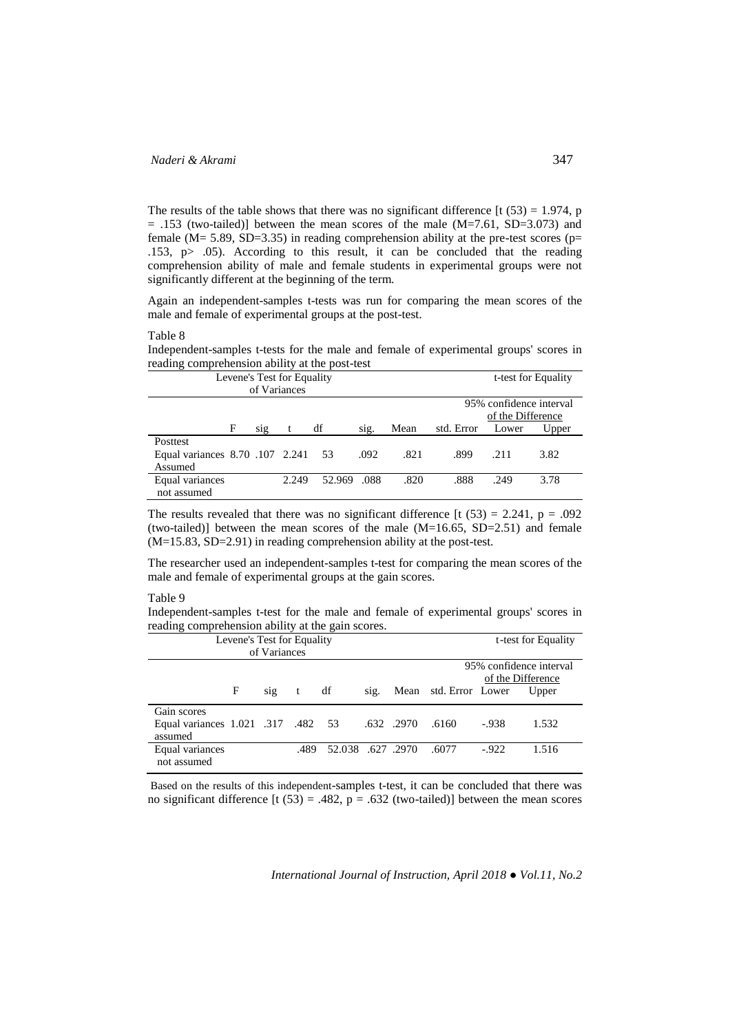The results of the table shows that there was no significant difference [t (53) = 1.974, p = .153 (two-tailed)] between the mean scores of the male (M=7.61, SD=3.073) and female (M= 5.89, SD=3.35) in reading comprehension ability at the pre-test scores (p= .153, p> .05). According to this result, it can be concluded that the reading comprehension ability of male and female students in experimental groups were not significantly different at the beginning of the term.

Again an independent-samples t-tests was run for comparing the mean scores of the male and female of experimental groups at the post-test.

Table 8

Independent-samples t-tests for the male and female of experimental groups' scores in reading comprehension ability at the post-test

| | Levene's Test for Equality of Variances | | t-test for Equality | | | | | | |
|---|---|---|---|---|---|---|---|---|---|
| | | | | | | | | 95% confidence interval of the Difference | |
| | F | sig | t | df | sig. | Mean | std. Error | Lower | Upper |
| Posttest Equal variances Assumed | 8.70 | .107 | 2.241 | 53 | .092 | .821 | .899 | .211 | 3.82 |
| Equal variances not assumed | | | 2.249 | 52.969 | .088 | .820 | .888 | .249 | 3.78 |

The results revealed that there was no significant difference [t (53) = 2.241, p = .092 (two-tailed)] between the mean scores of the male (M=16.65, SD=2.51) and female (M=15.83, SD=2.91) in reading comprehension ability at the post-test.

The researcher used an independent-samples t-test for comparing the mean scores of the male and female of experimental groups at the gain scores.

Table 9

Independent-samples t-test for the male and female of experimental groups' scores in reading comprehension ability at the gain scores.

| | Levene's Test for Equality of Variances | | t-test for Equality | | | | | | |
|---|---|---|---|---|---|---|---|---|---|
| | | | | | | | | 95% confidence interval of the Difference | |
| | F | sig | t | df | sig. | Mean | std. Error | Lower | Upper |
| Gain scores Equal variances assumed | 1.021 | .317 | .482 | 53 | .632 | .2970 | .6160 | -.938 | 1.532 |
| Equal variances not assumed | | | .489 | 52.038 | .627 | .2970 | .6077 | -.922 | 1.516 |

Based on the results of this independent-samples t-test, it can be concluded that there was no significant difference [t (53) = .482, p = .632 (two-tailed)] between the mean scores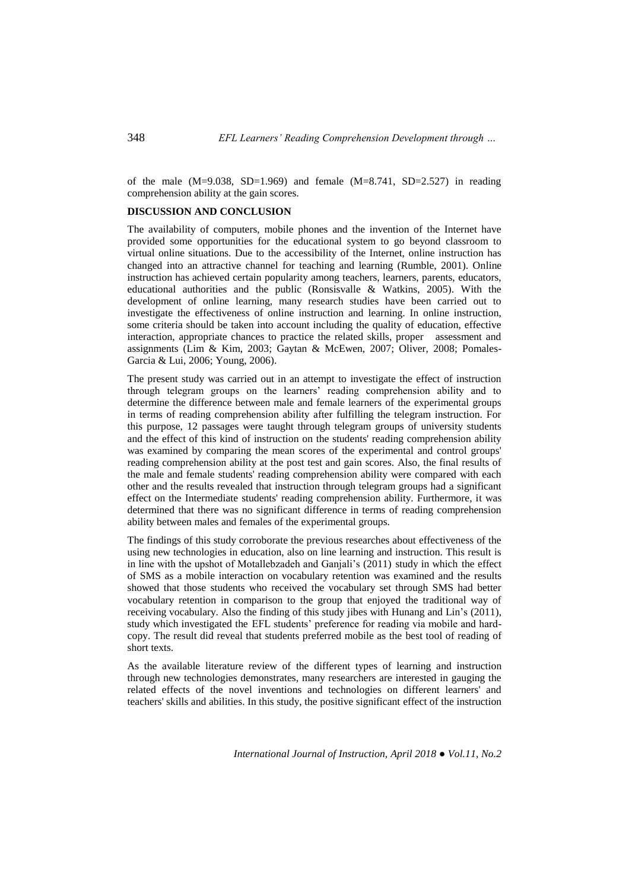of the male (M=9.038, SD=1.969) and female (M=8.741, SD=2.527) in reading comprehension ability at the gain scores.

## DISCUSSION AND CONCLUSION

The availability of computers, mobile phones and the invention of the Internet have provided some opportunities for the educational system to go beyond classroom to virtual online situations. Due to the accessibility of the Internet, online instruction has changed into an attractive channel for teaching and learning (Rumble, 2001). Online instruction has achieved certain popularity among teachers, learners, parents, educators, educational authorities and the public (Ronsisvalle & Watkins, 2005). With the development of online learning, many research studies have been carried out to investigate the effectiveness of online instruction and learning. In online instruction, some criteria should be taken into account including the quality of education, effective interaction, appropriate chances to practice the related skills, proper assessment and assignments (Lim & Kim, 2003; Gaytan & McEwen, 2007; Oliver, 2008; Pomales-Garcia & Lui, 2006; Young, 2006).

The present study was carried out in an attempt to investigate the effect of instruction through telegram groups on the learners' reading comprehension ability and to determine the difference between male and female learners of the experimental groups in terms of reading comprehension ability after fulfilling the telegram instruction. For this purpose, 12 passages were taught through telegram groups of university students and the effect of this kind of instruction on the students' reading comprehension ability was examined by comparing the mean scores of the experimental and control groups' reading comprehension ability at the post test and gain scores. Also, the final results of the male and female students' reading comprehension ability were compared with each other and the results revealed that instruction through telegram groups had a significant effect on the Intermediate students' reading comprehension ability. Furthermore, it was determined that there was no significant difference in terms of reading comprehension ability between males and females of the experimental groups.

The findings of this study corroborate the previous researches about effectiveness of the using new technologies in education, also on line learning and instruction. This result is in line with the upshot of Motallebzadeh and Ganjali's (2011) study in which the effect of SMS as a mobile interaction on vocabulary retention was examined and the results showed that those students who received the vocabulary set through SMS had better vocabulary retention in comparison to the group that enjoyed the traditional way of receiving vocabulary. Also the finding of this study jibes with Hunang and Lin's (2011), study which investigated the EFL students' preference for reading via mobile and hard-copy. The result did reveal that students preferred mobile as the best tool of reading of short texts.

As the available literature review of the different types of learning and instruction through new technologies demonstrates, many researchers are interested in gauging the related effects of the novel inventions and technologies on different learners' and teachers' skills and abilities. In this study, the positive significant effect of the instruction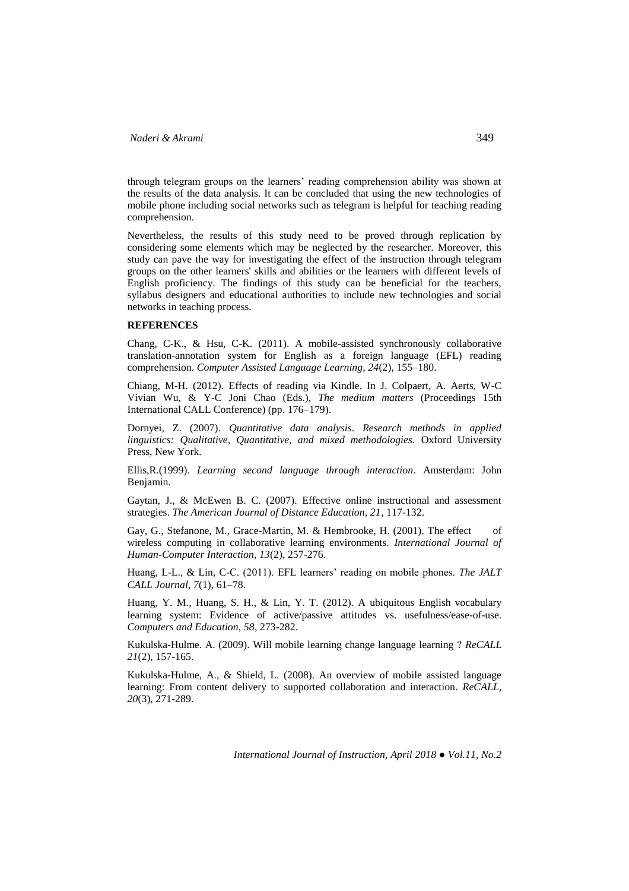through telegram groups on the learners' reading comprehension ability was shown at the results of the data analysis. It can be concluded that using the new technologies of mobile phone including social networks such as telegram is helpful for teaching reading comprehension.

Nevertheless, the results of this study need to be proved through replication by considering some elements which may be neglected by the researcher. Moreover, this study can pave the way for investigating the effect of the instruction through telegram groups on the other learners' skills and abilities or the learners with different levels of English proficiency. The findings of this study can be beneficial for the teachers, syllabus designers and educational authorities to include new technologies and social networks in teaching process.

## REFERENCES

Chang, C-K., & Hsu, C-K. (2011). A mobile-assisted synchronously collaborative translation-annotation system for English as a foreign language (EFL) reading comprehension. *Computer Assisted Language Learning, 24*(2), 155–180.

Chiang, M-H. (2012). Effects of reading via Kindle. In J. Colpaert, A. Aerts, W-C Vivian Wu, & Y-C Joni Chao (Eds.), *The medium matters* (Proceedings 15th International CALL Conference) (pp. 176–179).

Dornyei, Z. (2007). *Quantitative data analysis. Research methods in applied linguistics: Qualitative, Quantitative, and mixed methodologies.* Oxford University Press, New York.

Ellis,R.(1999). *Learning second language through interaction*. Amsterdam: John Benjamin.

Gaytan, J., & McEwen B. C. (2007). Effective online instructional and assessment strategies. *The American Journal of Distance Education, 21*, 117-132.

Gay, G., Stefanone, M., Grace-Martin, M. & Hembrooke, H. (2001). The effect of wireless computing in collaborative learning environments. *International Journal of Human-Computer Interaction, 13*(2), 257-276.

Huang, L-L., & Lin, C-C. (2011). EFL learners' reading on mobile phones. *The JALT CALL Journal, 7*(1), 61–78.

Huang, Y. M., Huang, S. H., & Lin, Y. T. (2012). A ubiquitous English vocabulary learning system: Evidence of active/passive attitudes vs. usefulness/ease-of-use. *Computers and Education, 58*, 273-282.

Kukulska-Hulme. A. (2009). Will mobile learning change language learning ? *ReCALL 21*(2), 157-165.

Kukulska-Hulme, A., & Shield, L. (2008). An overview of mobile assisted language learning: From content delivery to supported collaboration and interaction. *ReCALL, 20*(3), 271-289.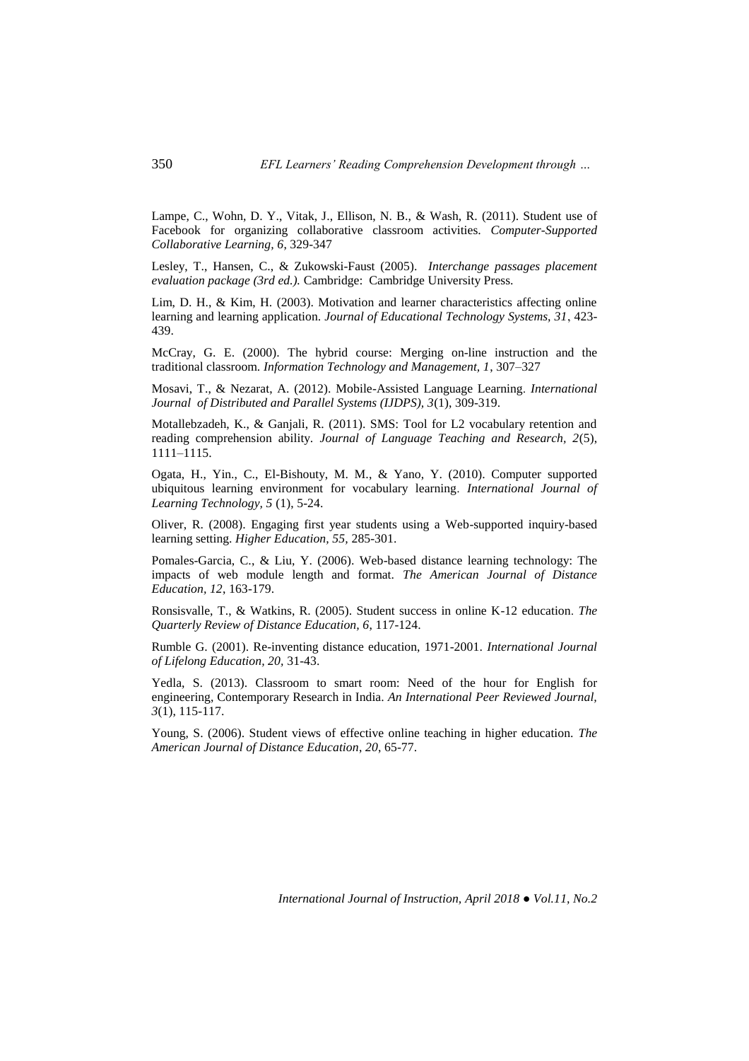Lampe, C., Wohn, D. Y., Vitak, J., Ellison, N. B., & Wash, R. (2011). Student use of Facebook for organizing collaborative classroom activities. *Computer-Supported Collaborative Learning, 6*, 329-347

Lesley, T., Hansen, C., & Zukowski-Faust (2005). *Interchange passages placement evaluation package (3rd ed.).* Cambridge: Cambridge University Press.

Lim, D. H., & Kim, H. (2003). Motivation and learner characteristics affecting online learning and learning application. *Journal of Educational Technology Systems, 31*, 423-439.

McCray, G. E. (2000). The hybrid course: Merging on-line instruction and the traditional classroom. *Information Technology and Management, 1*, 307–327

Mosavi, T., & Nezarat, A. (2012). Mobile-Assisted Language Learning. *International Journal of Distributed and Parallel Systems (IJDPS), 3*(1), 309-319.

Motallebzadeh, K., & Ganjali, R. (2011). SMS: Tool for L2 vocabulary retention and reading comprehension ability. *Journal of Language Teaching and Research, 2*(5), 1111–1115.

Ogata, H., Yin., C., El-Bishouty, M. M., & Yano, Y. (2010). Computer supported ubiquitous learning environment for vocabulary learning. *International Journal of Learning Technology, 5* (1), 5-24.

Oliver, R. (2008). Engaging first year students using a Web-supported inquiry-based learning setting. *Higher Education, 55*, 285-301.

Pomales-Garcia, C., & Liu, Y. (2006). Web-based distance learning technology: The impacts of web module length and format. *The American Journal of Distance Education, 12*, 163-179.

Ronsisvalle, T., & Watkins, R. (2005). Student success in online K-12 education. *The Quarterly Review of Distance Education, 6*, 117-124.

Rumble G. (2001). Re-inventing distance education, 1971-2001. *International Journal of Lifelong Education, 20,* 31-43.

Yedla, S. (2013). Classroom to smart room: Need of the hour for English for engineering, Contemporary Research in India. *An International Peer Reviewed Journal, 3*(1), 115-117.

Young, S. (2006). Student views of effective online teaching in higher education. *The American Journal of Distance Education*, *20*, 65-77.